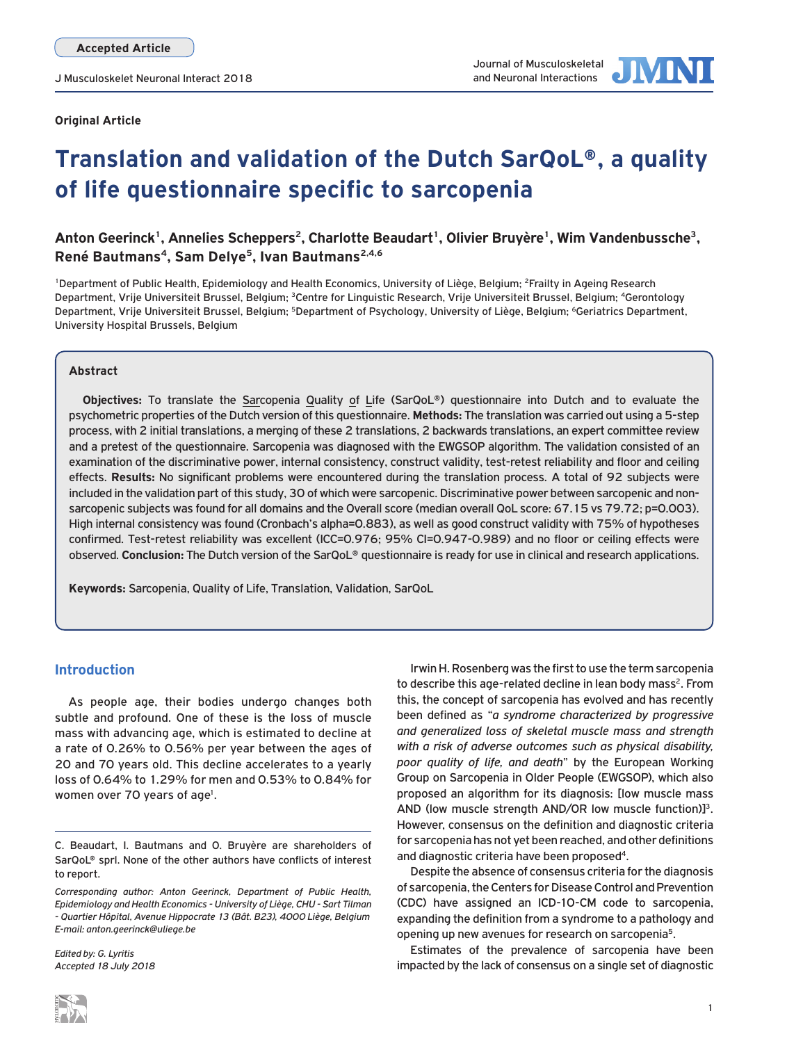Accepted Article

Original Article

# Translation and validation of the Dutch SarQoL®, a quality of life questionnaire specific to sarcopenia

**Anton Geerinck[1], Annelies Scheppers[2], Charlotte Beaudart[1], Olivier Bruyère[1], Wim Vandenbussche[3], René Bautmans[4], Sam Delye[5], Ivan Bautmans[2,4,6]**

[1]Department of Public Health, Epidemiology and Health Economics, University of Liège, Belgium; [2]Frailty in Ageing Research Department, Vrije Universiteit Brussel, Belgium; [3]Centre for Linguistic Research, Vrije Universiteit Brussel, Belgium; [4]Gerontology Department, Vrije Universiteit Brussel, Belgium; [5]Department of Psychology, University of Liège, Belgium; [6]Geriatrics Department, University Hospital Brussels, Belgium

## Abstract

**Objectives:** To translate the Sarcopenia Quality of Life (SarQoL®) questionnaire into Dutch and to evaluate the psychometric properties of the Dutch version of this questionnaire. **Methods:** The translation was carried out using a 5-step process, with 2 initial translations, a merging of these 2 translations, 2 backwards translations, an expert committee review and a pretest of the questionnaire. Sarcopenia was diagnosed with the EWGSOP algorithm. The validation consisted of an examination of the discriminative power, internal consistency, construct validity, test-retest reliability and floor and ceiling effects. **Results:** No significant problems were encountered during the translation process. A total of 92 subjects were included in the validation part of this study, 30 of which were sarcopenic. Discriminative power between sarcopenic and non-sarcopenic subjects was found for all domains and the Overall score (median overall QoL score: 67.15 vs 79.72; p=0.003). High internal consistency was found (Cronbach's alpha=0.883), as well as good construct validity with 75% of hypotheses confirmed. Test-retest reliability was excellent (ICC=0.976; 95% CI=0.947-0.989) and no floor or ceiling effects were observed. **Conclusion:** The Dutch version of the SarQoL® questionnaire is ready for use in clinical and research applications.

**Keywords:** Sarcopenia, Quality of Life, Translation, Validation, SarQoL

## Introduction

As people age, their bodies undergo changes both subtle and profound. One of these is the loss of muscle mass with advancing age, which is estimated to decline at a rate of 0.26% to 0.56% per year between the ages of 20 and 70 years old. This decline accelerates to a yearly loss of 0.64% to 1.29% for men and 0.53% to 0.84% for women over 70 years of age[1].

Irwin H. Rosenberg was the first to use the term sarcopenia to describe this age-related decline in lean body mass[2]. From this, the concept of sarcopenia has evolved and has recently been defined as "*a syndrome characterized by progressive and generalized loss of skeletal muscle mass and strength with a risk of adverse outcomes such as physical disability, poor quality of life, and death*" by the European Working Group on Sarcopenia in Older People (EWGSOP), which also proposed an algorithm for its diagnosis: [low muscle mass AND (low muscle strength AND/OR low muscle function)][3]. However, consensus on the definition and diagnostic criteria for sarcopenia has not yet been reached, and other definitions and diagnostic criteria have been proposed[4].

Despite the absence of consensus criteria for the diagnosis of sarcopenia, the Centers for Disease Control and Prevention (CDC) have assigned an ICD-10-CM code to sarcopenia, expanding the definition from a syndrome to a pathology and opening up new avenues for research on sarcopenia[5].

Estimates of the prevalence of sarcopenia have been impacted by the lack of consensus on a single set of diagnostic

---

C. Beaudart, I. Bautmans and O. Bruyère are shareholders of SarQoL® sprl. None of the other authors have conflicts of interest to report.

*Corresponding author: Anton Geerinck, Department of Public Health, Epidemiology and Health Economics - University of Liège, CHU - Sart Tilman - Quartier Hôpital, Avenue Hippocrate 13 (Bât. B23), 4000 Liège, Belgium E-mail: anton.geerinck@uliege.be*

*Edited by: G. Lyritis*
*Accepted 18 July 2018*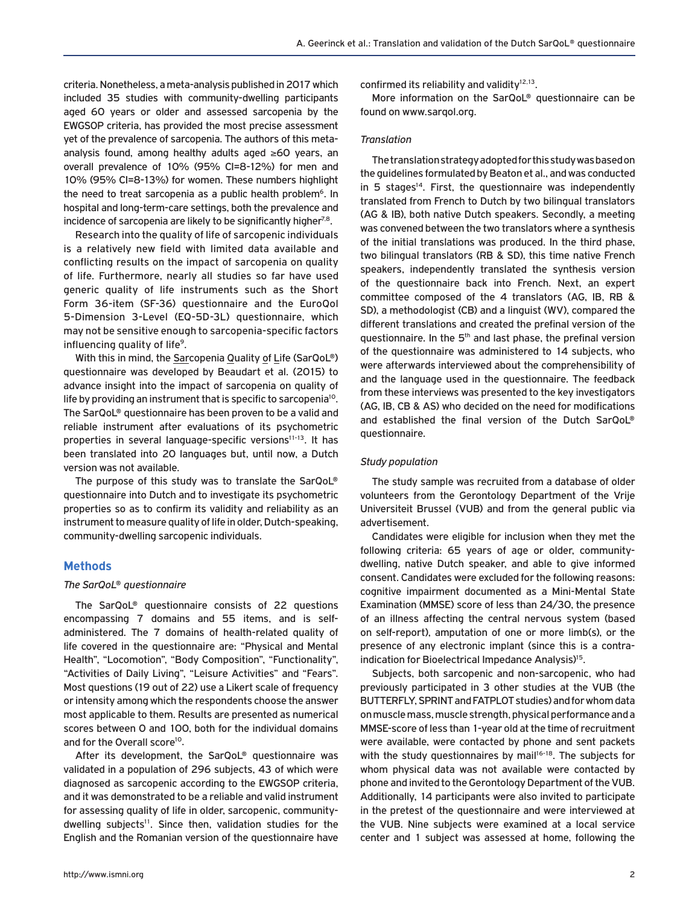criteria. Nonetheless, a meta-analysis published in 2017 which included 35 studies with community-dwelling participants aged 60 years or older and assessed sarcopenia by the EWGSOP criteria, has provided the most precise assessment yet of the prevalence of sarcopenia. The authors of this meta-analysis found, among healthy adults aged ≥60 years, an overall prevalence of 10% (95% CI=8-12%) for men and 10% (95% CI=8-13%) for women. These numbers highlight the need to treat sarcopenia as a public health problem[6]. In hospital and long-term-care settings, both the prevalence and incidence of sarcopenia are likely to be significantly higher[7,8].

Research into the quality of life of sarcopenic individuals is a relatively new field with limited data available and conflicting results on the impact of sarcopenia on quality of life. Furthermore, nearly all studies so far have used generic quality of life instruments such as the Short Form 36-item (SF-36) questionnaire and the EuroQol 5-Dimension 3-Level (EQ-5D-3L) questionnaire, which may not be sensitive enough to sarcopenia-specific factors influencing quality of life[9].

With this in mind, the Sarcopenia Quality of Life (SarQoL®) questionnaire was developed by Beaudart et al. (2015) to advance insight into the impact of sarcopenia on quality of life by providing an instrument that is specific to sarcopenia[10]. The SarQoL® questionnaire has been proven to be a valid and reliable instrument after evaluations of its psychometric properties in several language-specific versions[11-13]. It has been translated into 20 languages but, until now, a Dutch version was not available.

The purpose of this study was to translate the SarQoL® questionnaire into Dutch and to investigate its psychometric properties so as to confirm its validity and reliability as an instrument to measure quality of life in older, Dutch-speaking, community-dwelling sarcopenic individuals.

## Methods

### *The SarQoL® questionnaire*

The SarQoL® questionnaire consists of 22 questions encompassing 7 domains and 55 items, and is self-administered. The 7 domains of health-related quality of life covered in the questionnaire are: "Physical and Mental Health", "Locomotion", "Body Composition", "Functionality", "Activities of Daily Living", "Leisure Activities" and "Fears". Most questions (19 out of 22) use a Likert scale of frequency or intensity among which the respondents choose the answer most applicable to them. Results are presented as numerical scores between 0 and 100, both for the individual domains and for the Overall score[10].

After its development, the SarQoL® questionnaire was validated in a population of 296 subjects, 43 of which were diagnosed as sarcopenic according to the EWGSOP criteria, and it was demonstrated to be a reliable and valid instrument for assessing quality of life in older, sarcopenic, community-dwelling subjects[11]. Since then, validation studies for the English and the Romanian version of the questionnaire have confirmed its reliability and validity[12,13].

More information on the SarQoL® questionnaire can be found on www.sarqol.org.

### *Translation*

The translation strategy adopted for this study was based on the guidelines formulated by Beaton et al., and was conducted in 5 stages[14]. First, the questionnaire was independently translated from French to Dutch by two bilingual translators (AG & IB), both native Dutch speakers. Secondly, a meeting was convened between the two translators where a synthesis of the initial translations was produced. In the third phase, two bilingual translators (RB & SD), this time native French speakers, independently translated the synthesis version of the questionnaire back into French. Next, an expert committee composed of the 4 translators (AG, IB, RB & SD), a methodologist (CB) and a linguist (WV), compared the different translations and created the prefinal version of the questionnaire. In the 5th and last phase, the prefinal version of the questionnaire was administered to 14 subjects, who were afterwards interviewed about the comprehensibility of and the language used in the questionnaire. The feedback from these interviews was presented to the key investigators (AG, IB, CB & AS) who decided on the need for modifications and established the final version of the Dutch SarQoL® questionnaire.

### *Study population*

The study sample was recruited from a database of older volunteers from the Gerontology Department of the Vrije Universiteit Brussel (VUB) and from the general public via advertisement.

Candidates were eligible for inclusion when they met the following criteria: 65 years of age or older, community-dwelling, native Dutch speaker, and able to give informed consent. Candidates were excluded for the following reasons: cognitive impairment documented as a Mini-Mental State Examination (MMSE) score of less than 24/30, the presence of an illness affecting the central nervous system (based on self-report), amputation of one or more limb(s), or the presence of any electronic implant (since this is a contra-indication for Bioelectrical Impedance Analysis)[15].

Subjects, both sarcopenic and non-sarcopenic, who had previously participated in 3 other studies at the VUB (the BUTTERFLY, SPRINT and FATPLOT studies) and for whom data on muscle mass, muscle strength, physical performance and a MMSE-score of less than 1-year old at the time of recruitment were available, were contacted by phone and sent packets with the study questionnaires by mail[16-18]. The subjects for whom physical data was not available were contacted by phone and invited to the Gerontology Department of the VUB. Additionally, 14 participants were also invited to participate in the pretest of the questionnaire and were interviewed at the VUB. Nine subjects were examined at a local service center and 1 subject was assessed at home, following the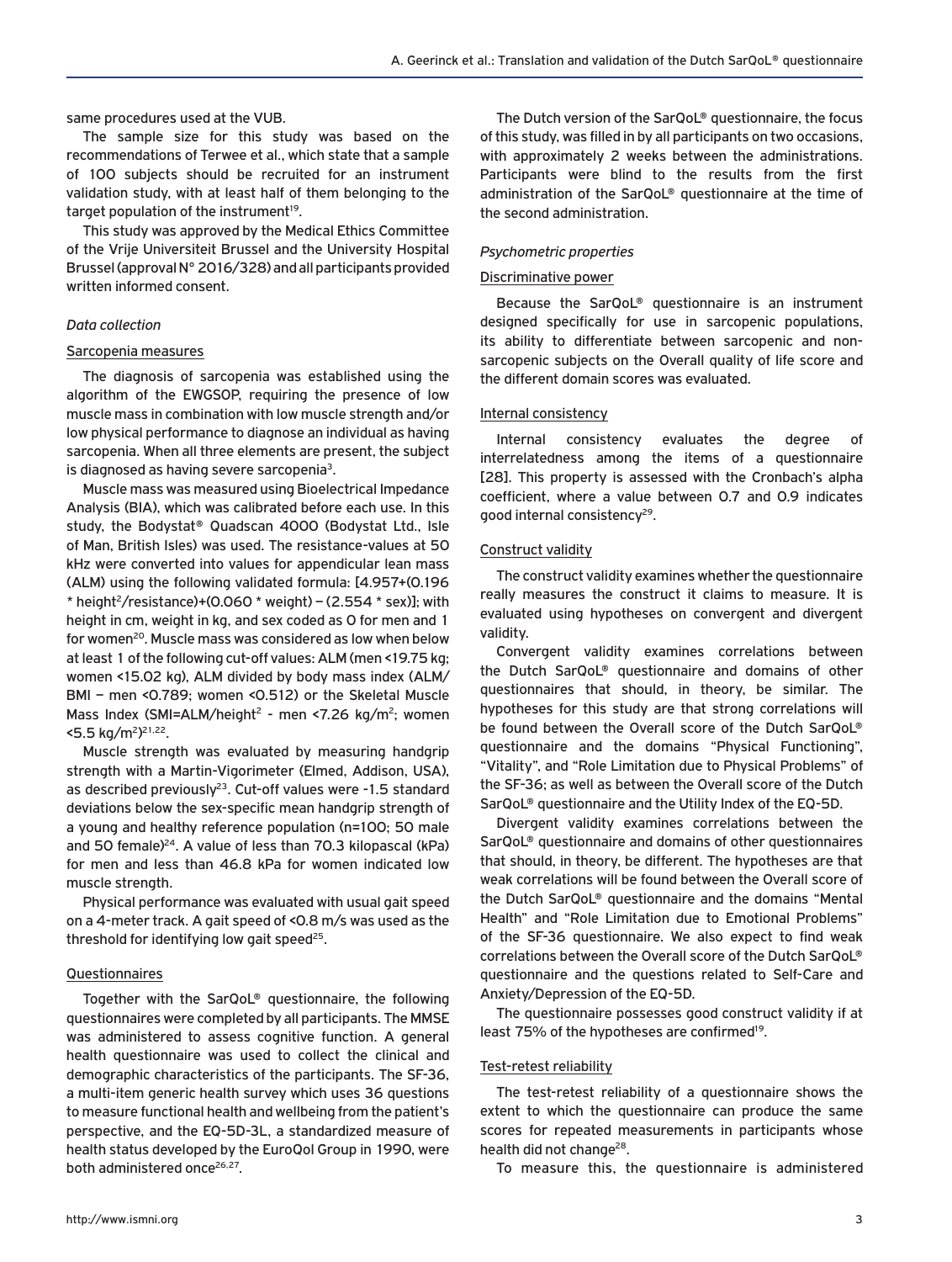same procedures used at the VUB.

The sample size for this study was based on the recommendations of Terwee et al., which state that a sample of 100 subjects should be recruited for an instrument validation study, with at least half of them belonging to the target population of the instrument[19].

This study was approved by the Medical Ethics Committee of the Vrije Universiteit Brussel and the University Hospital Brussel (approval N° 2016/328) and all participants provided written informed consent.

### *Data collection*

#### Sarcopenia measures

The diagnosis of sarcopenia was established using the algorithm of the EWGSOP, requiring the presence of low muscle mass in combination with low muscle strength and/or low physical performance to diagnose an individual as having sarcopenia. When all three elements are present, the subject is diagnosed as having severe sarcopenia[3].

Muscle mass was measured using Bioelectrical Impedance Analysis (BIA), which was calibrated before each use. In this study, the Bodystat® Quadscan 4000 (Bodystat Ltd., Isle of Man, British Isles) was used. The resistance-values at 50 kHz were converted into values for appendicular lean mass (ALM) using the following validated formula: $[4.957+(0.196 * \text{height}^2/\text{resistance})+(0.060 * \text{weight}) - (2.554 * \text{sex})]$; with height in cm, weight in kg, and sex coded as 0 for men and 1 for women[20]. Muscle mass was considered as low when below at least 1 of the following cut-off values: ALM (men <19.75 kg; women <15.02 kg), ALM divided by body mass index (ALM/BMI – men <0.789; women <0.512) or the Skeletal Muscle Mass Index ($SMI=ALM/height^2$ - men <7.26 kg/m$^2$; women <5.5 kg/m$^2$)[21,22].

Muscle strength was evaluated by measuring handgrip strength with a Martin-Vigorimeter (Elmed, Addison, USA), as described previously[23]. Cut-off values were -1.5 standard deviations below the sex-specific mean handgrip strength of a young and healthy reference population (n=100; 50 male and 50 female)[24]. A value of less than 70.3 kilopascal (kPa) for men and less than 46.8 kPa for women indicated low muscle strength.

Physical performance was evaluated with usual gait speed on a 4-meter track. A gait speed of <0.8 m/s was used as the threshold for identifying low gait speed[25].

#### Questionnaires

Together with the SarQoL® questionnaire, the following questionnaires were completed by all participants. The MMSE was administered to assess cognitive function. A general health questionnaire was used to collect the clinical and demographic characteristics of the participants. The SF-36, a multi-item generic health survey which uses 36 questions to measure functional health and wellbeing from the patient's perspective, and the EQ-5D-3L, a standardized measure of health status developed by the EuroQol Group in 1990, were both administered once[26,27].

The Dutch version of the SarQoL® questionnaire, the focus of this study, was filled in by all participants on two occasions, with approximately 2 weeks between the administrations. Participants were blind to the results from the first administration of the SarQoL® questionnaire at the time of the second administration.

### *Psychometric properties*

#### Discriminative power

Because the SarQoL® questionnaire is an instrument designed specifically for use in sarcopenic populations, its ability to differentiate between sarcopenic and non-sarcopenic subjects on the Overall quality of life score and the different domain scores was evaluated.

#### Internal consistency

Internal consistency evaluates the degree of interrelatedness among the items of a questionnaire [28]. This property is assessed with the Cronbach's alpha coefficient, where a value between 0.7 and 0.9 indicates good internal consistency[29].

#### Construct validity

The construct validity examines whether the questionnaire really measures the construct it claims to measure. It is evaluated using hypotheses on convergent and divergent validity.

Convergent validity examines correlations between the Dutch SarQoL® questionnaire and domains of other questionnaires that should, in theory, be similar. The hypotheses for this study are that strong correlations will be found between the Overall score of the Dutch SarQoL® questionnaire and the domains "Physical Functioning", "Vitality", and "Role Limitation due to Physical Problems" of the SF-36; as well as between the Overall score of the Dutch SarQoL® questionnaire and the Utility Index of the EQ-5D.

Divergent validity examines correlations between the SarQoL® questionnaire and domains of other questionnaires that should, in theory, be different. The hypotheses are that weak correlations will be found between the Overall score of the Dutch SarQoL® questionnaire and the domains "Mental Health" and "Role Limitation due to Emotional Problems" of the SF-36 questionnaire. We also expect to find weak correlations between the Overall score of the Dutch SarQoL® questionnaire and the questions related to Self-Care and Anxiety/Depression of the EQ-5D.

The questionnaire possesses good construct validity if at least 75% of the hypotheses are confirmed[19].

#### Test-retest reliability

The test-retest reliability of a questionnaire shows the extent to which the questionnaire can produce the same scores for repeated measurements in participants whose health did not change[28].

To measure this, the questionnaire is administered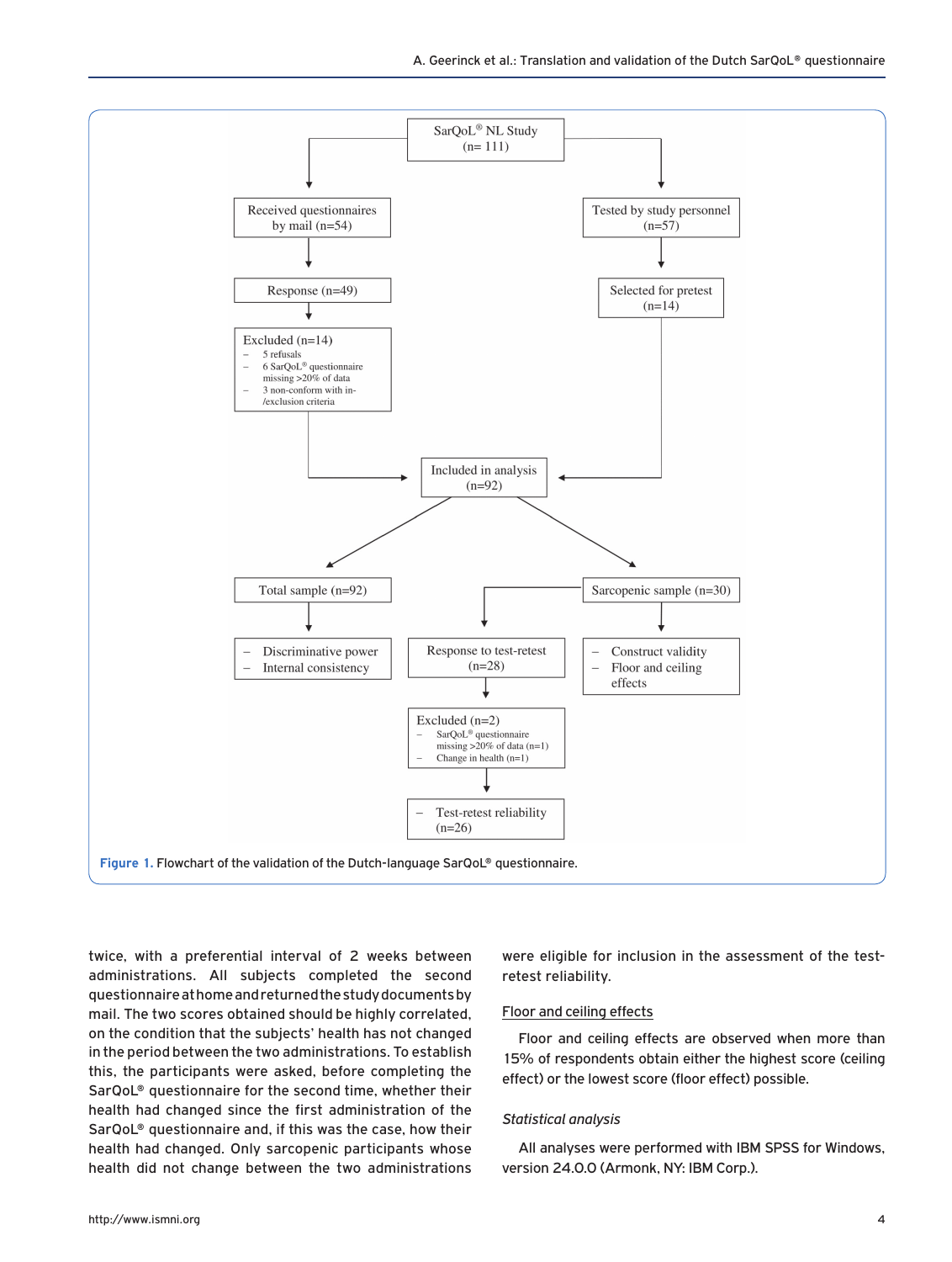- SarQoL® NL Study (n= 111)
  - Received questionnaires by mail (n=54)
    - Response (n=49)
      - Excluded (n=14)
        - 5 refusals
        - 6 SarQoL® questionnaire missing >20% of data
        - 3 non-conform with in-/exclusion criteria
  - Tested by study personnel (n=57)
    - Selected for pretest (n=14)
- Included in analysis (n=92)
  - Total sample (n=92)
    - Discriminative power
    - Internal consistency
  - Sarcopenic sample (n=30)
    - Construct validity
    - Floor and ceiling effects
    - Response to test-retest (n=28)
      - Excluded (n=2)
        - SarQoL® questionnaire missing >20% of data (n=1)
        - Change in health (n=1)
      - Test-retest reliability (n=26)

**Figure 1.** Flowchart of the validation of the Dutch-language SarQoL® questionnaire.

twice, with a preferential interval of 2 weeks between administrations. All subjects completed the second questionnaire at home and returned the study documents by mail. The two scores obtained should be highly correlated, on the condition that the subjects' health has not changed in the period between the two administrations. To establish this, the participants were asked, before completing the SarQoL® questionnaire for the second time, whether their health had changed since the first administration of the SarQoL® questionnaire and, if this was the case, how their health had changed. Only sarcopenic participants whose health did not change between the two administrations were eligible for inclusion in the assessment of the test-retest reliability.

Floor and ceiling effects

Floor and ceiling effects are observed when more than 15% of respondents obtain either the highest score (ceiling effect) or the lowest score (floor effect) possible.

### *Statistical analysis*

All analyses were performed with IBM SPSS for Windows, version 24.0.0 (Armonk, NY: IBM Corp.).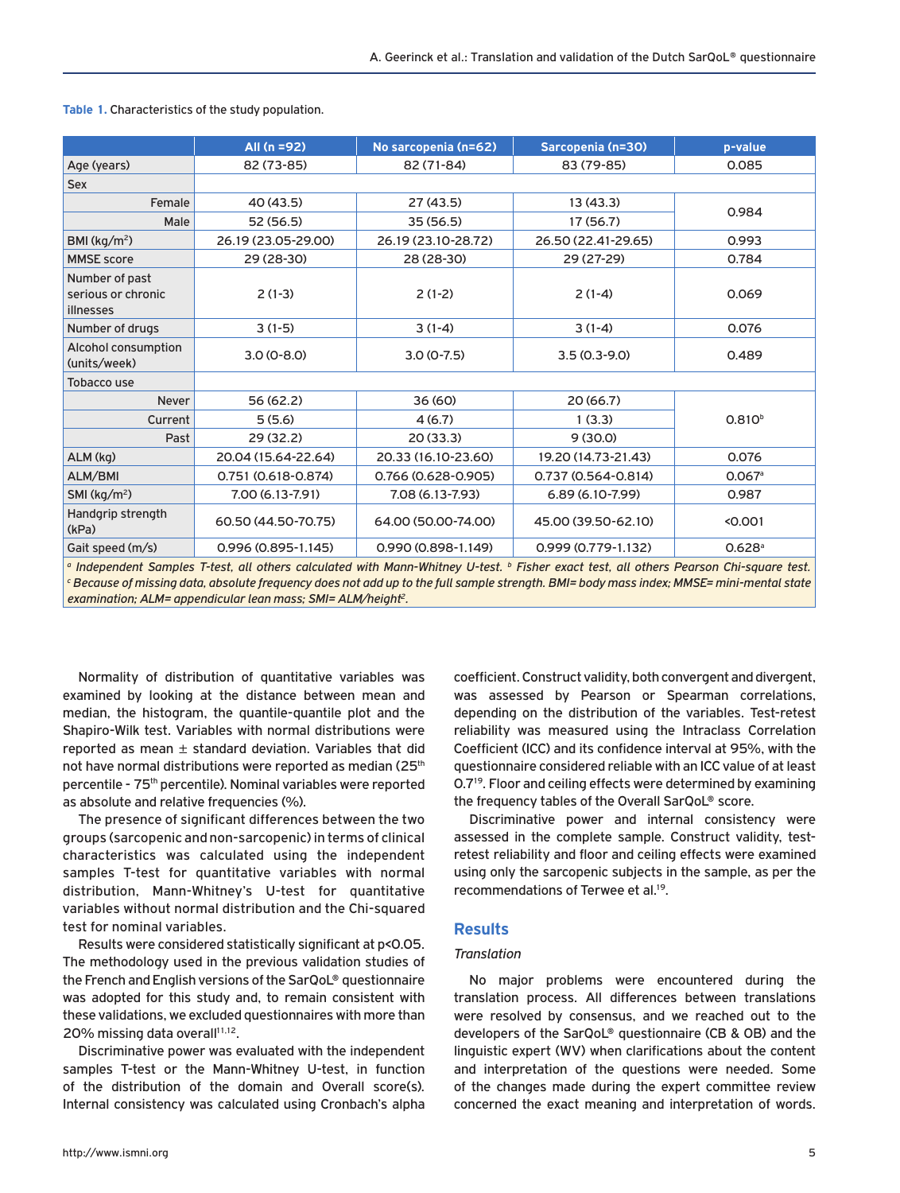**Table 1.** Characteristics of the study population.

| | All (n =92) | No sarcopenia (n=62) | Sarcopenia (n=30) | p-value |
|---|---|---|---|---|
| Age (years) | 82 (73-85) | 82 (71-84) | 83 (79-85) | 0.085 |
| Sex | | | | |
| Female | 40 (43.5) | 27 (43.5) | 13 (43.3) | 0.984 |
| Male | 52 (56.5) | 35 (56.5) | 17 (56.7) | |
| BMI (kg/m$^2$) | 26.19 (23.05-29.00) | 26.19 (23.10-28.72) | 26.50 (22.41-29.65) | 0.993 |
| MMSE score | 29 (28-30) | 28 (28-30) | 29 (27-29) | 0.784 |
| Number of past serious or chronic illnesses | 2 (1-3) | 2 (1-2) | 2 (1-4) | 0.069 |
| Number of drugs | 3 (1-5) | 3 (1-4) | 3 (1-4) | 0.076 |
| Alcohol consumption (units/week) | 3.0 (0-8.0) | 3.0 (0-7.5) | 3.5 (0.3-9.0) | 0.489 |
| Tobacco use | | | | |
| Never | 56 (62.2) | 36 (60) | 20 (66.7) | 0.810[b] |
| Current | 5 (5.6) | 4 (6.7) | 1 (3.3) | |
| Past | 29 (32.2) | 20 (33.3) | 9 (30.0) | |
| ALM (kg) | 20.04 (15.64-22.64) | 20.33 (16.10-23.60) | 19.20 (14.73-21.43) | 0.076 |
| ALM/BMI | 0.751 (0.618-0.874) | 0.766 (0.628-0.905) | 0.737 (0.564-0.814) | 0.067[a] |
| SMI (kg/m$^2$) | 7.00 (6.13-7.91) | 7.08 (6.13-7.93) | 6.89 (6.10-7.99) | 0.987 |
| Handgrip strength (kPa) | 60.50 (44.50-70.75) | 64.00 (50.00-74.00) | 45.00 (39.50-62.10) | <0.001 |
| Gait speed (m/s) | 0.996 (0.895-1.145) | 0.990 (0.898-1.149) | 0.999 (0.779-1.132) | 0.628[a] |

*[a] Independent Samples T-test, all others calculated with Mann-Whitney U-test. [b] Fisher exact test, all others Pearson Chi-square test. [c] Because of missing data, absolute frequency does not add up to the full sample strength. BMI= body mass index; MMSE= mini-mental state examination; ALM= appendicular lean mass; SMI= ALM/height$^2$.*

Normality of distribution of quantitative variables was examined by looking at the distance between mean and median, the histogram, the quantile-quantile plot and the Shapiro-Wilk test. Variables with normal distributions were reported as mean ± standard deviation. Variables that did not have normal distributions were reported as median (25$^{th}$ percentile - 75$^{th}$ percentile). Nominal variables were reported as absolute and relative frequencies (%).

The presence of significant differences between the two groups (sarcopenic and non-sarcopenic) in terms of clinical characteristics was calculated using the independent samples T-test for quantitative variables with normal distribution, Mann-Whitney's U-test for quantitative variables without normal distribution and the Chi-squared test for nominal variables.

Results were considered statistically significant at $p<0.05$. The methodology used in the previous validation studies of the French and English versions of the SarQoL® questionnaire was adopted for this study and, to remain consistent with these validations, we excluded questionnaires with more than 20% missing data overall[11,12].

Discriminative power was evaluated with the independent samples T-test or the Mann-Whitney U-test, in function of the distribution of the domain and Overall score(s). Internal consistency was calculated using Cronbach's alpha coefficient. Construct validity, both convergent and divergent, was assessed by Pearson or Spearman correlations, depending on the distribution of the variables. Test-retest reliability was measured using the Intraclass Correlation Coefficient (ICC) and its confidence interval at 95%, with the questionnaire considered reliable with an ICC value of at least 0.7[19]. Floor and ceiling effects were determined by examining the frequency tables of the Overall SarQoL® score.

Discriminative power and internal consistency were assessed in the complete sample. Construct validity, test-retest reliability and floor and ceiling effects were examined using only the sarcopenic subjects in the sample, as per the recommendations of Terwee et al.[19].

## Results

### *Translation*

No major problems were encountered during the translation process. All differences between translations were resolved by consensus, and we reached out to the developers of the SarQoL® questionnaire (CB & OB) and the linguistic expert (WV) when clarifications about the content and interpretation of the questions were needed. Some of the changes made during the expert committee review concerned the exact meaning and interpretation of words.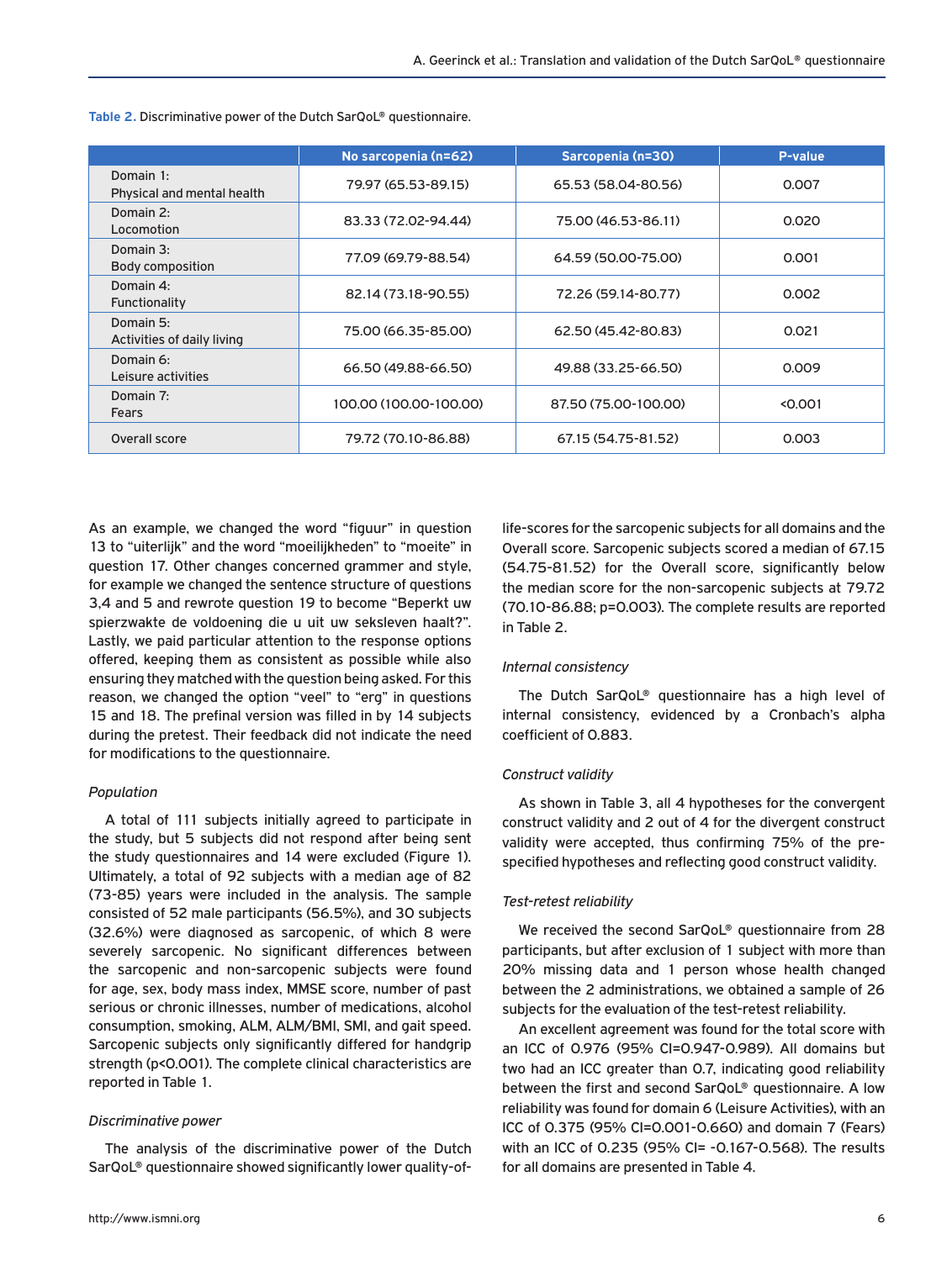Table 2. Discriminative power of the Dutch SarQoL® questionnaire.

| | No sarcopenia (n=62) | Sarcopenia (n=30) | P-value |
|---|---|---|---|
| Domain 1: Physical and mental health | 79.97 (65.53-89.15) | 65.53 (58.04-80.56) | 0.007 |
| Domain 2: Locomotion | 83.33 (72.02-94.44) | 75.00 (46.53-86.11) | 0.020 |
| Domain 3: Body composition | 77.09 (69.79-88.54) | 64.59 (50.00-75.00) | 0.001 |
| Domain 4: Functionality | 82.14 (73.18-90.55) | 72.26 (59.14-80.77) | 0.002 |
| Domain 5: Activities of daily living | 75.00 (66.35-85.00) | 62.50 (45.42-80.83) | 0.021 |
| Domain 6: Leisure activities | 66.50 (49.88-66.50) | 49.88 (33.25-66.50) | 0.009 |
| Domain 7: Fears | 100.00 (100.00-100.00) | 87.50 (75.00-100.00) | <0.001 |
| Overall score | 79.72 (70.10-86.88) | 67.15 (54.75-81.52) | 0.003 |

As an example, we changed the word "figuur" in question 13 to "uiterlijk" and the word "moeilijkheden" to "moeite" in question 17. Other changes concerned grammer and style, for example we changed the sentence structure of questions 3,4 and 5 and rewrote question 19 to become "Beperkt uw spierzwakte de voldoening die u uit uw seksleven haalt?". Lastly, we paid particular attention to the response options offered, keeping them as consistent as possible while also ensuring they matched with the question being asked. For this reason, we changed the option "veel" to "erg" in questions 15 and 18. The prefinal version was filled in by 14 subjects during the pretest. Their feedback did not indicate the need for modifications to the questionnaire.

*Population*

A total of 111 subjects initially agreed to participate in the study, but 5 subjects did not respond after being sent the study questionnaires and 14 were excluded (Figure 1). Ultimately, a total of 92 subjects with a median age of 82 (73-85) years were included in the analysis. The sample consisted of 52 male participants (56.5%), and 30 subjects (32.6%) were diagnosed as sarcopenic, of which 8 were severely sarcopenic. No significant differences between the sarcopenic and non-sarcopenic subjects were found for age, sex, body mass index, MMSE score, number of past serious or chronic illnesses, number of medications, alcohol consumption, smoking, ALM, ALM/BMI, SMI, and gait speed. Sarcopenic subjects only significantly differed for handgrip strength ($p<0.001$). The complete clinical characteristics are reported in Table 1.

*Discriminative power*

The analysis of the discriminative power of the Dutch SarQoL® questionnaire showed significantly lower quality-of-life-scores for the sarcopenic subjects for all domains and the Overall score. Sarcopenic subjects scored a median of 67.15 (54.75-81.52) for the Overall score, significantly below the median score for the non-sarcopenic subjects at 79.72 (70.10-86.88; $p=0.003$). The complete results are reported in Table 2.

*Internal consistency*

The Dutch SarQoL® questionnaire has a high level of internal consistency, evidenced by a Cronbach's alpha coefficient of 0.883.

*Construct validity*

As shown in Table 3, all 4 hypotheses for the convergent construct validity and 2 out of 4 for the divergent construct validity were accepted, thus confirming 75% of the pre-specified hypotheses and reflecting good construct validity.

*Test-retest reliability*

We received the second SarQoL® questionnaire from 28 participants, but after exclusion of 1 subject with more than 20% missing data and 1 person whose health changed between the 2 administrations, we obtained a sample of 26 subjects for the evaluation of the test-retest reliability.

An excellent agreement was found for the total score with an ICC of 0.976 (95% CI=0.947-0.989). All domains but two had an ICC greater than 0.7, indicating good reliability between the first and second SarQoL® questionnaire. A low reliability was found for domain 6 (Leisure Activities), with an ICC of 0.375 (95% CI=0.001-0.660) and domain 7 (Fears) with an ICC of 0.235 (95% CI= -0.167-0.568). The results for all domains are presented in Table 4.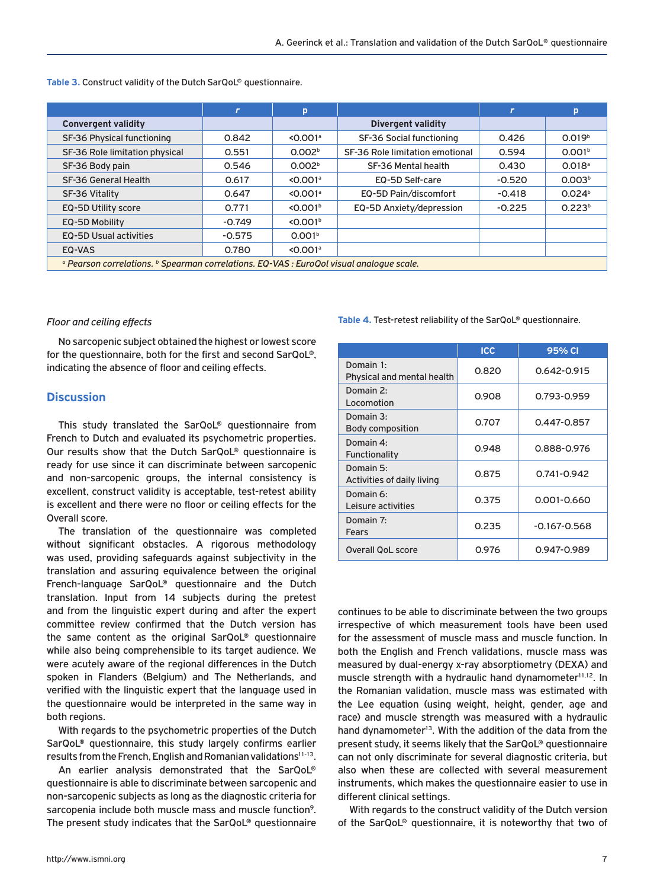**Table 3.** Construct validity of the Dutch SarQoL® questionnaire.

| | *r* | p | | *r* | p |
|---|---|---|---|---|---|
| **Convergent validity** | | | **Divergent validity** | | |
| SF-36 Physical functioning | 0.842 | <0.001[a] | SF-36 Social functioning | 0.426 | 0.019[b] |
| SF-36 Role limitation physical | 0.551 | 0.002[b] | SF-36 Role limitation emotional | 0.594 | 0.001[b] |
| SF-36 Body pain | 0.546 | 0.002[b] | SF-36 Mental health | 0.430 | 0.018[a] |
| SF-36 General Health | 0.617 | <0.001[a] | EQ-5D Self-care | -0.520 | 0.003[b] |
| SF-36 Vitality | 0.647 | <0.001[a] | EQ-5D Pain/discomfort | -0.418 | 0.024[b] |
| EQ-5D Utility score | 0.771 | <0.001[b] | EQ-5D Anxiety/depression | -0.225 | 0.223[b] |
| EQ-5D Mobility | -0.749 | <0.001[b] | | | |
| EQ-5D Usual activities | -0.575 | 0.001[b] | | | |
| EQ-VAS | 0.780 | <0.001[a] | | | |

*[a] Pearson correlations. [b] Spearman correlations. EQ-VAS : EuroQol visual analogue scale.*

*Floor and ceiling effects*

No sarcopenic subject obtained the highest or lowest score for the questionnaire, both for the first and second SarQoL®, indicating the absence of floor and ceiling effects.

## Discussion

This study translated the SarQoL® questionnaire from French to Dutch and evaluated its psychometric properties. Our results show that the Dutch SarQoL® questionnaire is ready for use since it can discriminate between sarcopenic and non-sarcopenic groups, the internal consistency is excellent, construct validity is acceptable, test-retest ability is excellent and there were no floor or ceiling effects for the Overall score.

The translation of the questionnaire was completed without significant obstacles. A rigorous methodology was used, providing safeguards against subjectivity in the translation and assuring equivalence between the original French-language SarQoL® questionnaire and the Dutch translation. Input from 14 subjects during the pretest and from the linguistic expert during and after the expert committee review confirmed that the Dutch version has the same content as the original SarQoL® questionnaire while also being comprehensible to its target audience. We were acutely aware of the regional differences in the Dutch spoken in Flanders (Belgium) and The Netherlands, and verified with the linguistic expert that the language used in the questionnaire would be interpreted in the same way in both regions.

With regards to the psychometric properties of the Dutch SarQoL® questionnaire, this study largely confirms earlier results from the French, English and Romanian validations[11-13].

An earlier analysis demonstrated that the SarQoL® questionnaire is able to discriminate between sarcopenic and non-sarcopenic subjects as long as the diagnostic criteria for sarcopenia include both muscle mass and muscle function[9]. The present study indicates that the SarQoL® questionnaire continues to be able to discriminate between the two groups irrespective of which measurement tools have been used for the assessment of muscle mass and muscle function. In both the English and French validations, muscle mass was measured by dual-energy x-ray absorptiometry (DEXA) and muscle strength with a hydraulic hand dynamometer[11,12]. In the Romanian validation, muscle mass was estimated with the Lee equation (using weight, height, gender, age and race) and muscle strength was measured with a hydraulic hand dynamometer[13]. With the addition of the data from the present study, it seems likely that the SarQoL® questionnaire can not only discriminate for several diagnostic criteria, but also when these are collected with several measurement instruments, which makes the questionnaire easier to use in different clinical settings.

With regards to the construct validity of the Dutch version of the SarQoL® questionnaire, it is noteworthy that two of

**Table 4.** Test-retest reliability of the SarQoL® questionnaire.

| | ICC | 95% CI |
|---|---|---|
| Domain 1: Physical and mental health | 0.820 | 0.642-0.915 |
| Domain 2: Locomotion | 0.908 | 0.793-0.959 |
| Domain 3: Body composition | 0.707 | 0.447-0.857 |
| Domain 4: Functionality | 0.948 | 0.888-0.976 |
| Domain 5: Activities of daily living | 0.875 | 0.741-0.942 |
| Domain 6: Leisure activities | 0.375 | 0.001-0.660 |
| Domain 7: Fears | 0.235 | -0.167-0.568 |
| Overall QoL score | 0.976 | 0.947-0.989 |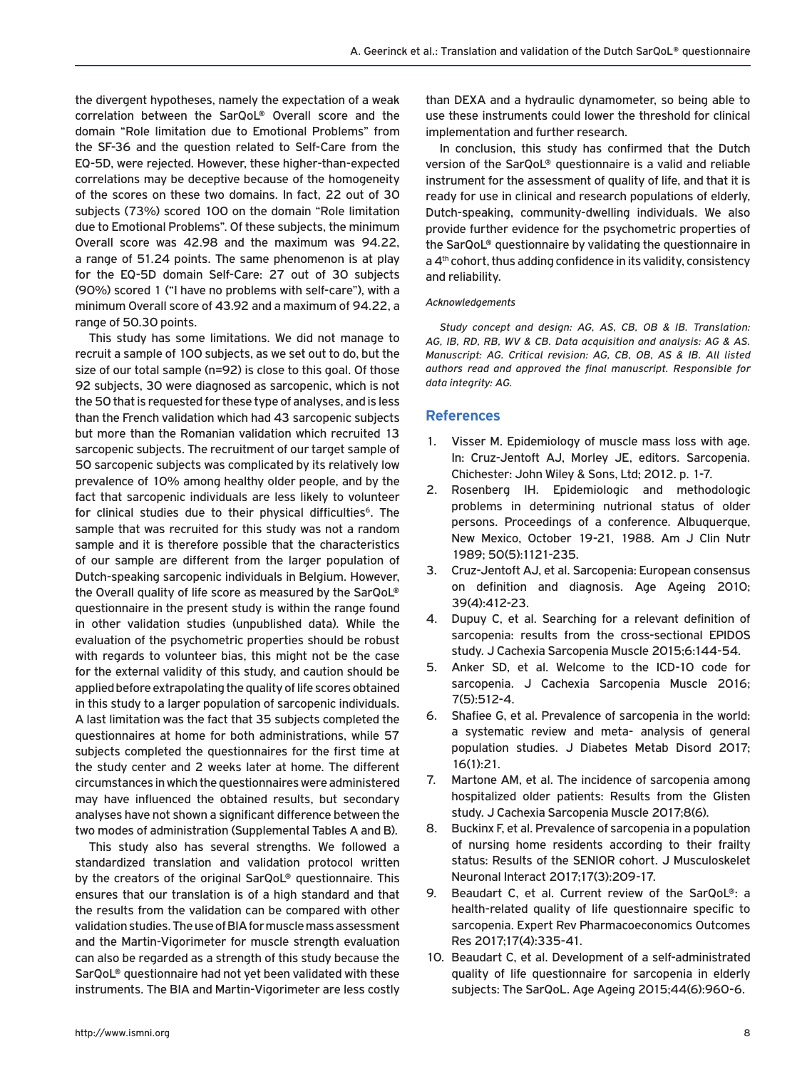the divergent hypotheses, namely the expectation of a weak correlation between the SarQoL® Overall score and the domain "Role limitation due to Emotional Problems" from the SF-36 and the question related to Self-Care from the EQ-5D, were rejected. However, these higher-than-expected correlations may be deceptive because of the homogeneity of the scores on these two domains. In fact, 22 out of 30 subjects (73%) scored 100 on the domain "Role limitation due to Emotional Problems". Of these subjects, the minimum Overall score was 42.98 and the maximum was 94.22, a range of 51.24 points. The same phenomenon is at play for the EQ-5D domain Self-Care: 27 out of 30 subjects (90%) scored 1 ("I have no problems with self-care"), with a minimum Overall score of 43.92 and a maximum of 94.22, a range of 50.30 points.

This study has some limitations. We did not manage to recruit a sample of 100 subjects, as we set out to do, but the size of our total sample (n=92) is close to this goal. Of those 92 subjects, 30 were diagnosed as sarcopenic, which is not the 50 that is requested for these type of analyses, and is less than the French validation which had 43 sarcopenic subjects but more than the Romanian validation which recruited 13 sarcopenic subjects. The recruitment of our target sample of 50 sarcopenic subjects was complicated by its relatively low prevalence of 10% among healthy older people, and by the fact that sarcopenic individuals are less likely to volunteer for clinical studies due to their physical difficulties[6]. The sample that was recruited for this study was not a random sample and it is therefore possible that the characteristics of our sample are different from the larger population of Dutch-speaking sarcopenic individuals in Belgium. However, the Overall quality of life score as measured by the SarQoL® questionnaire in the present study is within the range found in other validation studies (unpublished data). While the evaluation of the psychometric properties should be robust with regards to volunteer bias, this might not be the case for the external validity of this study, and caution should be applied before extrapolating the quality of life scores obtained in this study to a larger population of sarcopenic individuals. A last limitation was the fact that 35 subjects completed the questionnaires at home for both administrations, while 57 subjects completed the questionnaires for the first time at the study center and 2 weeks later at home. The different circumstances in which the questionnaires were administered may have influenced the obtained results, but secondary analyses have not shown a significant difference between the two modes of administration (Supplemental Tables A and B).

This study also has several strengths. We followed a standardized translation and validation protocol written by the creators of the original SarQoL® questionnaire. This ensures that our translation is of a high standard and that the results from the validation can be compared with other validation studies. The use of BIA for muscle mass assessment and the Martin-Vigorimeter for muscle strength evaluation can also be regarded as a strength of this study because the SarQoL® questionnaire had not yet been validated with these instruments. The BIA and Martin-Vigorimeter are less costly than DEXA and a hydraulic dynamometer, so being able to use these instruments could lower the threshold for clinical implementation and further research.

In conclusion, this study has confirmed that the Dutch version of the SarQoL® questionnaire is a valid and reliable instrument for the assessment of quality of life, and that it is ready for use in clinical and research populations of elderly, Dutch-speaking, community-dwelling individuals. We also provide further evidence for the psychometric properties of the SarQoL® questionnaire by validating the questionnaire in a 4th cohort, thus adding confidence in its validity, consistency and reliability.

*Acknowledgements*

*Study concept and design: AG, AS, CB, OB & IB. Translation: AG, IB, RD, RB, WV & CB. Data acquisition and analysis: AG & AS. Manuscript: AG. Critical revision: AG, CB, OB, AS & IB. All listed authors read and approved the final manuscript. Responsible for data integrity: AG.*

## References

1. Visser M. Epidemiology of muscle mass loss with age. In: Cruz-Jentoft AJ, Morley JE, editors. Sarcopenia. Chichester: John Wiley & Sons, Ltd; 2012. p. 1-7.
2. Rosenberg IH. Epidemiologic and methodologic problems in determining nutronal status of older persons. Proceedings of a conference. Albuquerque, New Mexico, October 19-21, 1988. Am J Clin Nutr 1989; 50(5):1121-235.
3. Cruz-Jentoft AJ, et al. Sarcopenia: European consensus on definition and diagnosis. Age Ageing 2010; 39(4):412-23.
4. Dupuy C, et al. Searching for a relevant definition of sarcopenia: results from the cross-sectional EPIDOS study. J Cachexia Sarcopenia Muscle 2015;6:144-54.
5. Anker SD, et al. Welcome to the ICD-10 code for sarcopenia. J Cachexia Sarcopenia Muscle 2016; 7(5):512-4.
6. Shafiee G, et al. Prevalence of sarcopenia in the world: a systematic review and meta- analysis of general population studies. J Diabetes Metab Disord 2017; 16(1):21.
7. Martone AM, et al. The incidence of sarcopenia among hospitalized older patients: Results from the Glisten study. J Cachexia Sarcopenia Muscle 2017;8(6).
8. Buckinx F, et al. Prevalence of sarcopenia in a population of nursing home residents according to their frailty status: Results of the SENIOR cohort. J Musculoskelet Neuronal Interact 2017;17(3):209-17.
9. Beaudart C, et al. Current review of the SarQoL®: a health-related quality of life questionnaire specific to sarcopenia. Expert Rev Pharmacoeconomics Outcomes Res 2017;17(4):335-41.
10. Beaudart C, et al. Development of a self-administrated quality of life questionnaire for sarcopenia in elderly subjects: The SarQoL. Age Ageing 2015;44(6):960-6.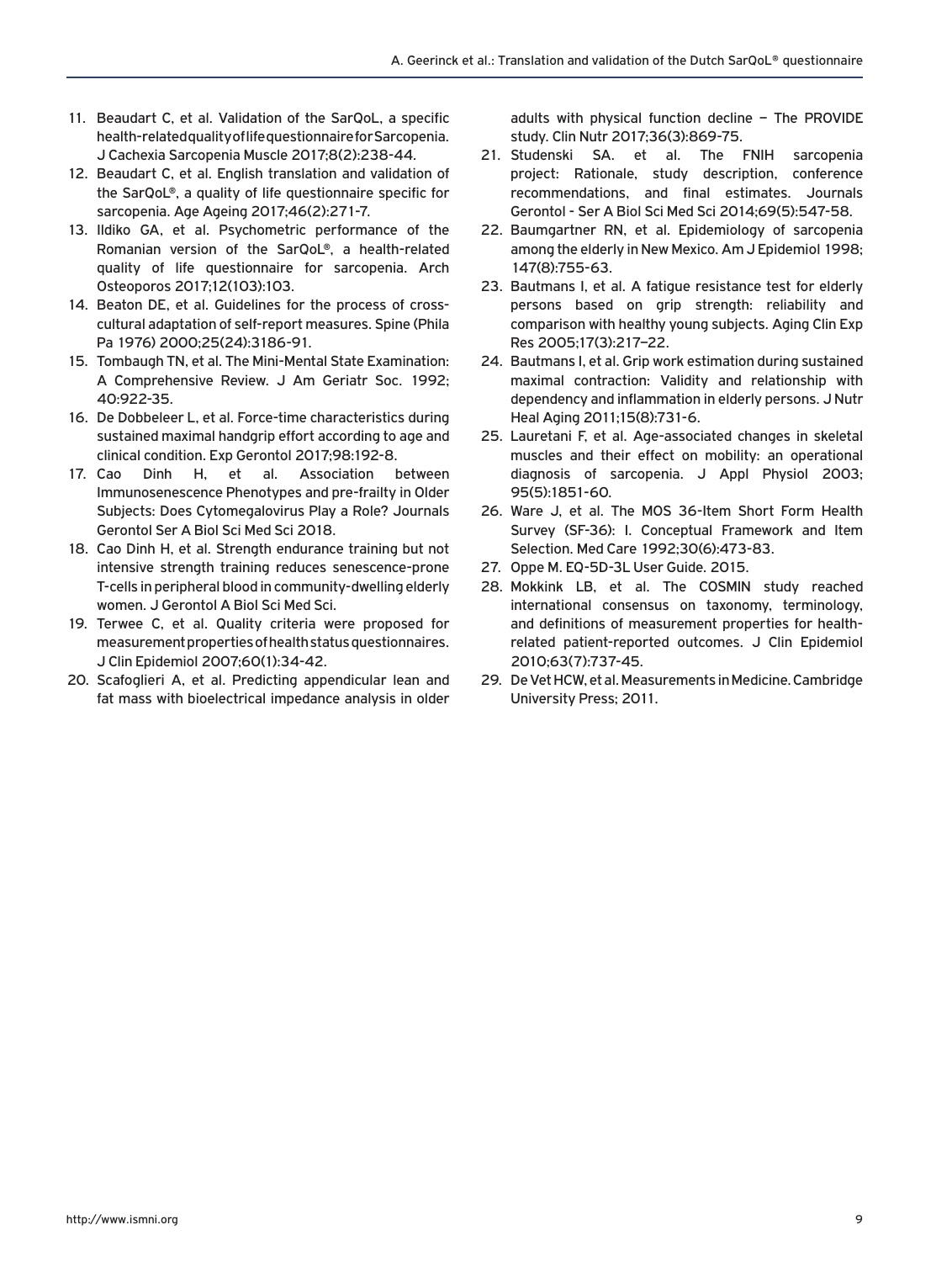11. Beaudart C, et al. Validation of the SarQoL, a specific health-related quality of life questionnaire for Sarcopenia. J Cachexia Sarcopenia Muscle 2017;8(2):238-44.
12. Beaudart C, et al. English translation and validation of the SarQoL®, a quality of life questionnaire specific for sarcopenia. Age Ageing 2017;46(2):271-7.
13. Ildiko GA, et al. Psychometric performance of the Romanian version of the SarQoL®, a health-related quality of life questionnaire for sarcopenia. Arch Osteoporos 2017;12(103):103.
14. Beaton DE, et al. Guidelines for the process of cross-cultural adaptation of self-report measures. Spine (Phila Pa 1976) 2000;25(24):3186-91.
15. Tombaugh TN, et al. The Mini-Mental State Examination: A Comprehensive Review. J Am Geriatr Soc. 1992; 40:922-35.
16. De Dobbeleer L, et al. Force-time characteristics during sustained maximal handgrip effort according to age and clinical condition. Exp Gerontol 2017;98:192-8.
17. Cao Dinh H, et al. Association between Immunosenescence Phenotypes and pre-frailty in Older Subjects: Does Cytomegalovirus Play a Role? Journals Gerontol Ser A Biol Sci Med Sci 2018.
18. Cao Dinh H, et al. Strength endurance training but not intensive strength training reduces senescence-prone T-cells in peripheral blood in community-dwelling elderly women. J Gerontol A Biol Sci Med Sci.
19. Terwee C, et al. Quality criteria were proposed for measurement properties of health status questionnaires. J Clin Epidemiol 2007;60(1):34-42.
20. Scafoglieri A, et al. Predicting appendicular lean and fat mass with bioelectrical impedance analysis in older adults with physical function decline – The PROVIDE study. Clin Nutr 2017;36(3):869-75.
21. Studenski SA. et al. The FNIH sarcopenia project: Rationale, study description, conference recommendations, and final estimates. Journals Gerontol - Ser A Biol Sci Med Sci 2014;69(5):547-58.
22. Baumgartner RN, et al. Epidemiology of sarcopenia among the elderly in New Mexico. Am J Epidemiol 1998; 147(8):755-63.
23. Bautmans I, et al. A fatigue resistance test for elderly persons based on grip strength: reliability and comparison with healthy young subjects. Aging Clin Exp Res 2005;17(3):217–22.
24. Bautmans I, et al. Grip work estimation during sustained maximal contraction: Validity and relationship with dependency and inflammation in elderly persons. J Nutr Heal Aging 2011;15(8):731-6.
25. Lauretani F, et al. Age-associated changes in skeletal muscles and their effect on mobility: an operational diagnosis of sarcopenia. J Appl Physiol 2003; 95(5):1851-60.
26. Ware J, et al. The MOS 36-Item Short Form Health Survey (SF-36): I. Conceptual Framework and Item Selection. Med Care 1992;30(6):473-83.
27. Oppe M. EQ-5D-3L User Guide. 2015.
28. Mokkink LB, et al. The COSMIN study reached international consensus on taxonomy, terminology, and definitions of measurement properties for health-related patient-reported outcomes. J Clin Epidemiol 2010;63(7):737-45.
29. De Vet HCW, et al. Measurements in Medicine. Cambridge University Press; 2011.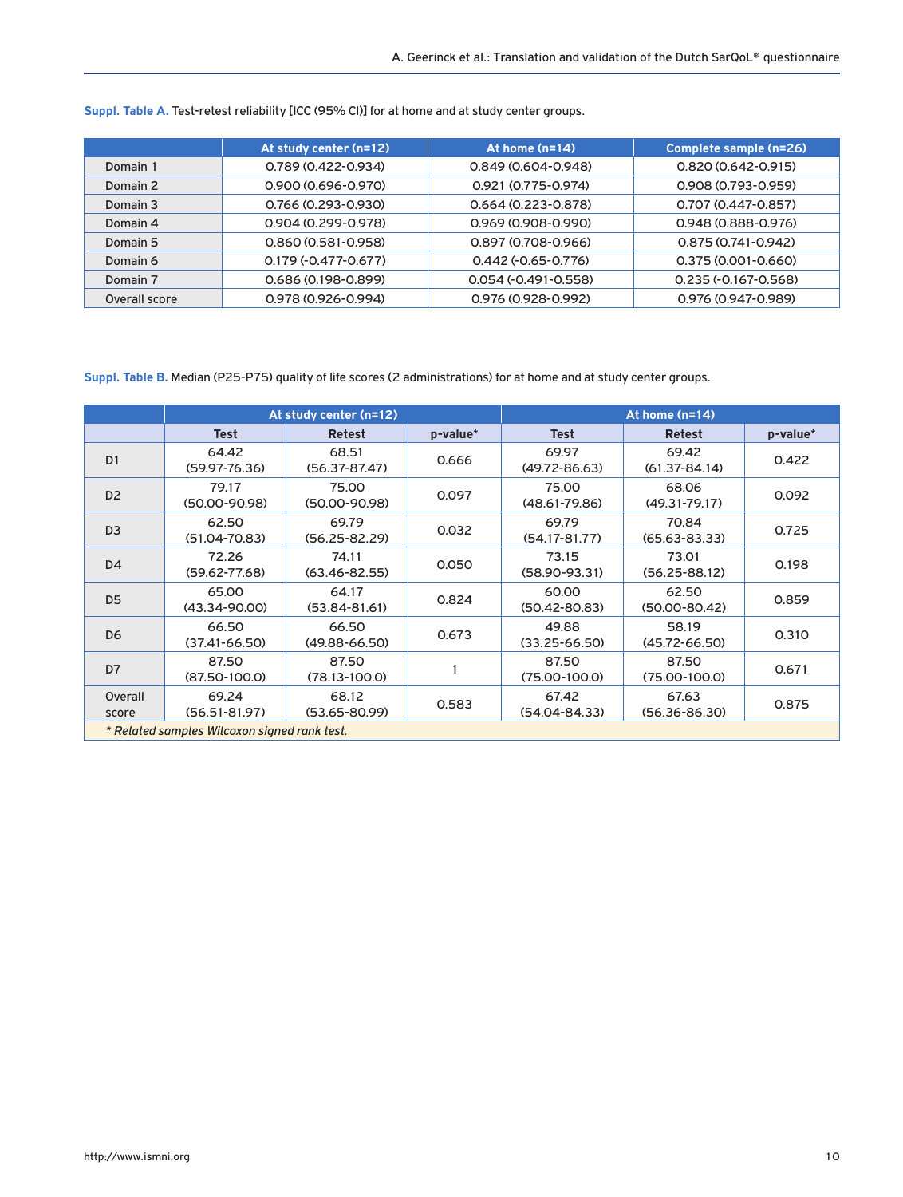**Suppl. Table A.** Test-retest reliability [ICC (95% CI)] for at home and at study center groups.

| | At study center (n=12) | At home (n=14) | Complete sample (n=26) |
|---|---|---|---|
| Domain 1 | 0.789 (0.422-0.934) | 0.849 (0.604-0.948) | 0.820 (0.642-0.915) |
| Domain 2 | 0.900 (0.696-0.970) | 0.921 (0.775-0.974) | 0.908 (0.793-0.959) |
| Domain 3 | 0.766 (0.293-0.930) | 0.664 (0.223-0.878) | 0.707 (0.447-0.857) |
| Domain 4 | 0.904 (0.299-0.978) | 0.969 (0.908-0.990) | 0.948 (0.888-0.976) |
| Domain 5 | 0.860 (0.581-0.958) | 0.897 (0.708-0.966) | 0.875 (0.741-0.942) |
| Domain 6 | 0.179 (-0.477-0.677) | 0.442 (-0.65-0.776) | 0.375 (0.001-0.660) |
| Domain 7 | 0.686 (0.198-0.899) | 0.054 (-0.491-0.558) | 0.235 (-0.167-0.568) |
| Overall score | 0.978 (0.926-0.994) | 0.976 (0.928-0.992) | 0.976 (0.947-0.989) |

**Suppl. Table B.** Median (P25-P75) quality of life scores (2 administrations) for at home and at study center groups.

| | At study center (n=12) | | | At home (n=14) | | |
|---|---|---|---|---|---|---|
| | Test | Retest | p-value* | Test | Retest | p-value* |
| D1 | 64.42 (59.97-76.36) | 68.51 (56.37-87.47) | 0.666 | 69.97 (49.72-86.63) | 69.42 (61.37-84.14) | 0.422 |
| D2 | 79.17 (50.00-90.98) | 75.00 (50.00-90.98) | 0.097 | 75.00 (48.61-79.86) | 68.06 (49.31-79.17) | 0.092 |
| D3 | 62.50 (51.04-70.83) | 69.79 (56.25-82.29) | 0.032 | 69.79 (54.17-81.77) | 70.84 (65.63-83.33) | 0.725 |
| D4 | 72.26 (59.62-77.68) | 74.11 (63.46-82.55) | 0.050 | 73.15 (58.90-93.31) | 73.01 (56.25-88.12) | 0.198 |
| D5 | 65.00 (43.34-90.00) | 64.17 (53.84-81.61) | 0.824 | 60.00 (50.42-80.83) | 62.50 (50.00-80.42) | 0.859 |
| D6 | 66.50 (37.41-66.50) | 66.50 (49.88-66.50) | 0.673 | 49.88 (33.25-66.50) | 58.19 (45.72-66.50) | 0.310 |
| D7 | 87.50 (87.50-100.0) | 87.50 (78.13-100.0) | 1 | 87.50 (75.00-100.0) | 87.50 (75.00-100.0) | 0.671 |
| Overall score | 69.24 (56.51-81.97) | 68.12 (53.65-80.99) | 0.583 | 67.42 (54.04-84.33) | 67.63 (56.36-86.30) | 0.875 |

*\* Related samples Wilcoxon signed rank test.*